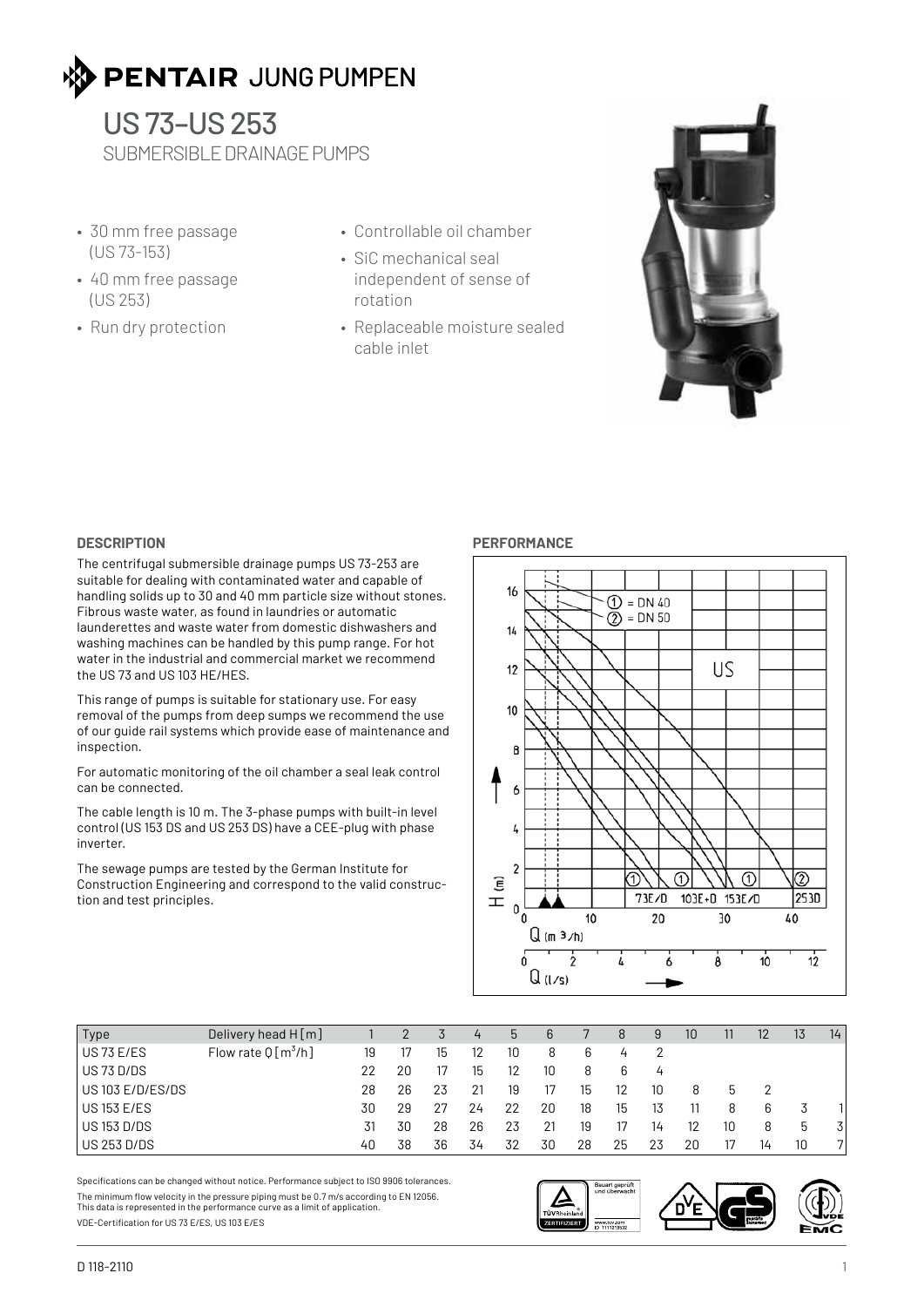# PENTAIR JUNG PUMPEN

# US 73–US 253

SUBMERSIBLE DRAINAGE PUMPS

- 30 mm free passage (US 73-153)
- 40 mm free passage (US 253)
- Run dry protection
- Controllable oil chamber
- SiC mechanical seal independent of sense of rotation
- Replaceable moisture sealed cable inlet

## DESCRIPTION

The centrifugal submersible drainage pumps US 73-253 are suitable for dealing with contaminated water and capable of handling solids up to 30 and 40 mm particle size without stones. Fibrous waste water, as found in laundries or automatic launderettes and waste water from domestic dishwashers and washing machines can be handled by this pump range. For hot water in the industrial and commercial market we recommend the US 73 and US 103 HE/HES.

This range of pumps is suitable for stationary use. For easy removal of the pumps from deep sumps we recommend the use of our guide rail systems which provide ease of maintenance and inspection.

For automatic monitoring of the oil chamber a seal leak control can be connected.

The cable length is 10 m. The 3-phase pumps with built-in level control (US 153 DS and US 253 DS) have a CEE-plug with phase inverter.

The sewage pumps are tested by the German Institute for Construction Engineering and correspond to the valid construction and test principles.

## PERFORMANCE

① = DN 40
② = DN 50
US
H (m)
0 2 4 6 8 10 12 14 16
Q (m ³/h)
0 10 20 30 40
Q (l/s)
0 2 4 6 8 10 12
① 73E/D
① 103E+D
① 153E/D
② 253D

| Type | Delivery head H [m] | 1 | 2 | 3 | 4 | 5 | 6 | 7 | 8 | 9 | 10 | 11 | 12 | 13 | 14 |
|---|---|---|---|---|---|---|---|---|---|---|---|---|---|---|---|
| US 73 E/ES | Flow rate Q [m³/h] | 19 | 17 | 15 | 12 | 10 | 8 | 6 | 4 | 2 | | | | | |
| US 73 D/DS | | 22 | 20 | 17 | 15 | 12 | 10 | 8 | 6 | 4 | | | | | |
| US 103 E/D/ES/DS | | 28 | 26 | 23 | 21 | 19 | 17 | 15 | 12 | 10 | 8 | 5 | 2 | | |
| US 153 E/ES | | 30 | 29 | 27 | 24 | 22 | 20 | 18 | 15 | 13 | 11 | 8 | 6 | 3 | 1 |
| US 153 D/DS | | 31 | 30 | 28 | 26 | 23 | 21 | 19 | 17 | 14 | 12 | 10 | 8 | 5 | 3 |
| US 253 D/DS | | 40 | 38 | 36 | 34 | 32 | 30 | 28 | 25 | 23 | 20 | 17 | 14 | 10 | 7 |

Specifications can be changed without notice. Performance subject to ISO 9906 tolerances.

The minimum flow velocity in the pressure piping must be 0.7 m/s according to EN 12056. This data is represented in the performance curve as a limit of application.

VDE-Certification for US 73 E/ES, US 103 E/ES

D 118-2110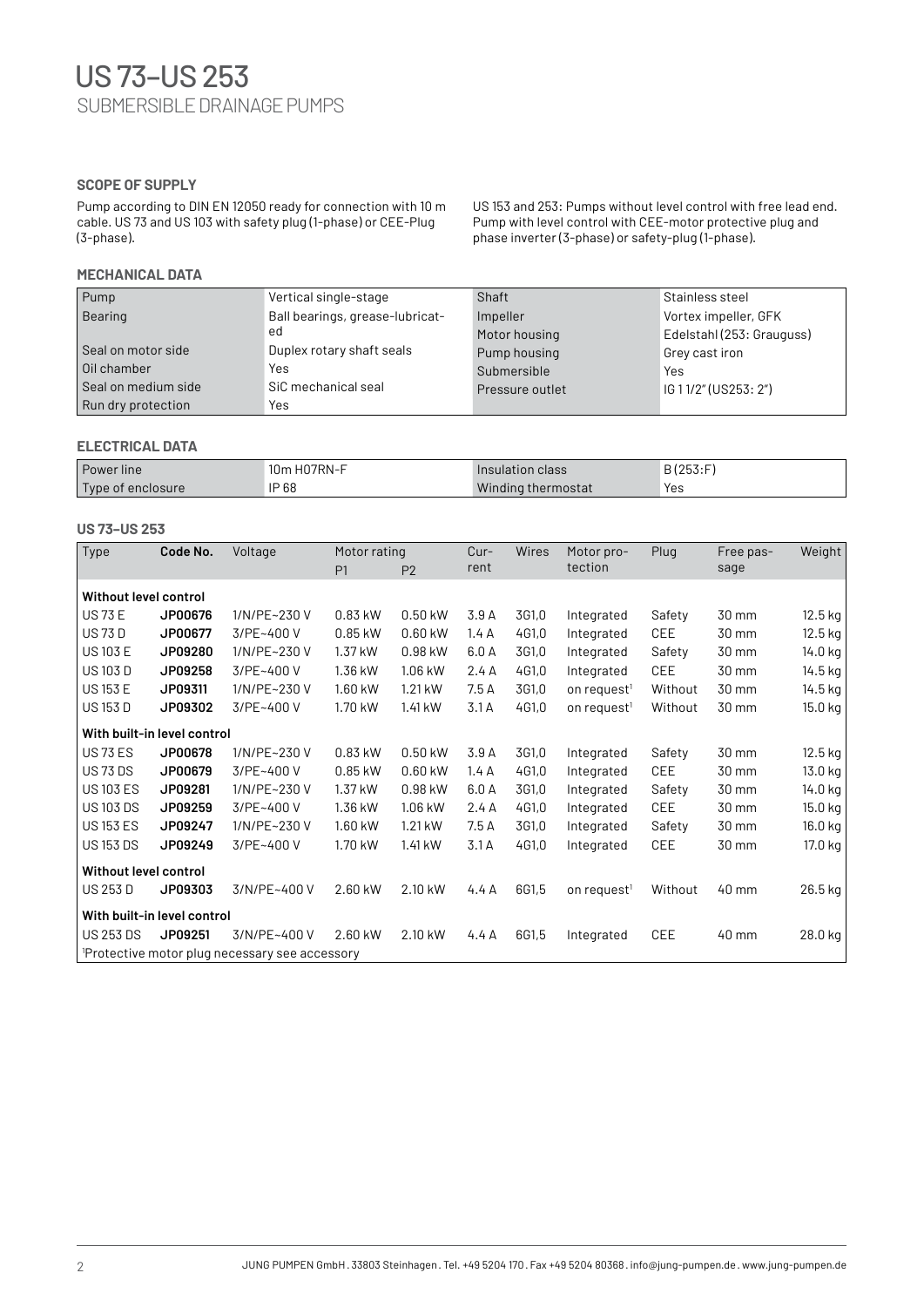# US 73–US 253

## SUBMERSIBLE DRAINAGE PUMPS

### SCOPE OF SUPPLY

Pump according to DIN EN 12050 ready for connection with 10 m cable. US 73 and US 103 with safety plug (1-phase) or CEE-Plug (3-phase).

US 153 and 253: Pumps without level control with free lead end. Pump with level control with CEE-motor protective plug and phase inverter (3-phase) or safety-plug (1-phase).

### MECHANICAL DATA

| | | | |
|---|---|---|---|
| Pump | Vertical single-stage | Shaft | Stainless steel |
| Bearing | Ball bearings, grease-lubricated | Impeller | Vortex impeller, GFK |
| | | Motor housing | Edelstahl (253: Grauguss) |
| Seal on motor side | Duplex rotary shaft seals | Pump housing | Grey cast iron |
| Oil chamber | Yes | Submersible | Yes |
| Seal on medium side | SiC mechanical seal | Pressure outlet | IG 1 1/2" (US253: 2") |
| Run dry protection | Yes | | |

### ELECTRICAL DATA

| | | | |
|---|---|---|---|
| Power line | 10m H07RN-F | Insulation class | B (253:F) |
| Type of enclosure | IP 68 | Winding thermostat | Yes |

### US 73–US 253

| Type | Code No. | Voltage | Motor rating | | Current | Wires | Motor protection | Plug | Free passage | Weight |
|---|---|---|---|---|---|---|---|---|---|---|
| | | | P1 | P2 | | | | | | |
| **Without level control** | | | | | | | | | | |
| US 73 E | **JP00676** | 1/N/PE~230 V | 0.83 kW | 0.50 kW | 3.9 A | 3G1,0 | Integrated | Safety | 30 mm | 12.5 kg |
| US 73 D | **JP00677** | 3/PE~400 V | 0.85 kW | 0.60 kW | 1.4 A | 4G1,0 | Integrated | CEE | 30 mm | 12.5 kg |
| US 103 E | **JP09280** | 1/N/PE~230 V | 1.37 kW | 0.98 kW | 6.0 A | 3G1,0 | Integrated | Safety | 30 mm | 14.0 kg |
| US 103 D | **JP09258** | 3/PE~400 V | 1.36 kW | 1.06 kW | 2.4 A | 4G1,0 | Integrated | CEE | 30 mm | 14.5 kg |
| US 153 E | **JP09311** | 1/N/PE~230 V | 1.60 kW | 1.21 kW | 7.5 A | 3G1,0 | on request[1] | Without | 30 mm | 14.5 kg |
| US 153 D | **JP09302** | 3/PE~400 V | 1.70 kW | 1.41 kW | 3.1 A | 4G1,0 | on request[1] | Without | 30 mm | 15.0 kg |
| **With built-in level control** | | | | | | | | | | |
| US 73 ES | **JP00678** | 1/N/PE~230 V | 0.83 kW | 0.50 kW | 3.9 A | 3G1,0 | Integrated | Safety | 30 mm | 12.5 kg |
| US 73 DS | **JP00679** | 3/PE~400 V | 0.85 kW | 0.60 kW | 1.4 A | 4G1,0 | Integrated | CEE | 30 mm | 13.0 kg |
| US 103 ES | **JP09281** | 1/N/PE~230 V | 1.37 kW | 0.98 kW | 6.0 A | 3G1,0 | Integrated | Safety | 30 mm | 14.0 kg |
| US 103 DS | **JP09259** | 3/PE~400 V | 1.36 kW | 1.06 kW | 2.4 A | 4G1,0 | Integrated | CEE | 30 mm | 15.0 kg |
| US 153 ES | **JP09247** | 1/N/PE~230 V | 1.60 kW | 1.21 kW | 7.5 A | 3G1,0 | Integrated | Safety | 30 mm | 16.0 kg |
| US 153 DS | **JP09249** | 3/PE~400 V | 1.70 kW | 1.41 kW | 3.1 A | 4G1,0 | Integrated | CEE | 30 mm | 17.0 kg |
| **Without level control** | | | | | | | | | | |
| US 253 D | **JP09303** | 3/N/PE~400 V | 2.60 kW | 2.10 kW | 4.4 A | 6G1,5 | on request[1] | Without | 40 mm | 26.5 kg |
| **With built-in level control** | | | | | | | | | | |
| US 253 DS | **JP09251** | 3/N/PE~400 V | 2.60 kW | 2.10 kW | 4.4 A | 6G1,5 | Integrated | CEE | 40 mm | 28.0 kg |

[1]Protective motor plug necessary see accessory

JUNG PUMPEN GmbH . 33803 Steinhagen . Tel. +49 5204 170 . Fax +49 5204 80368 . info@jung-pumpen.de . www.jung-pumpen.de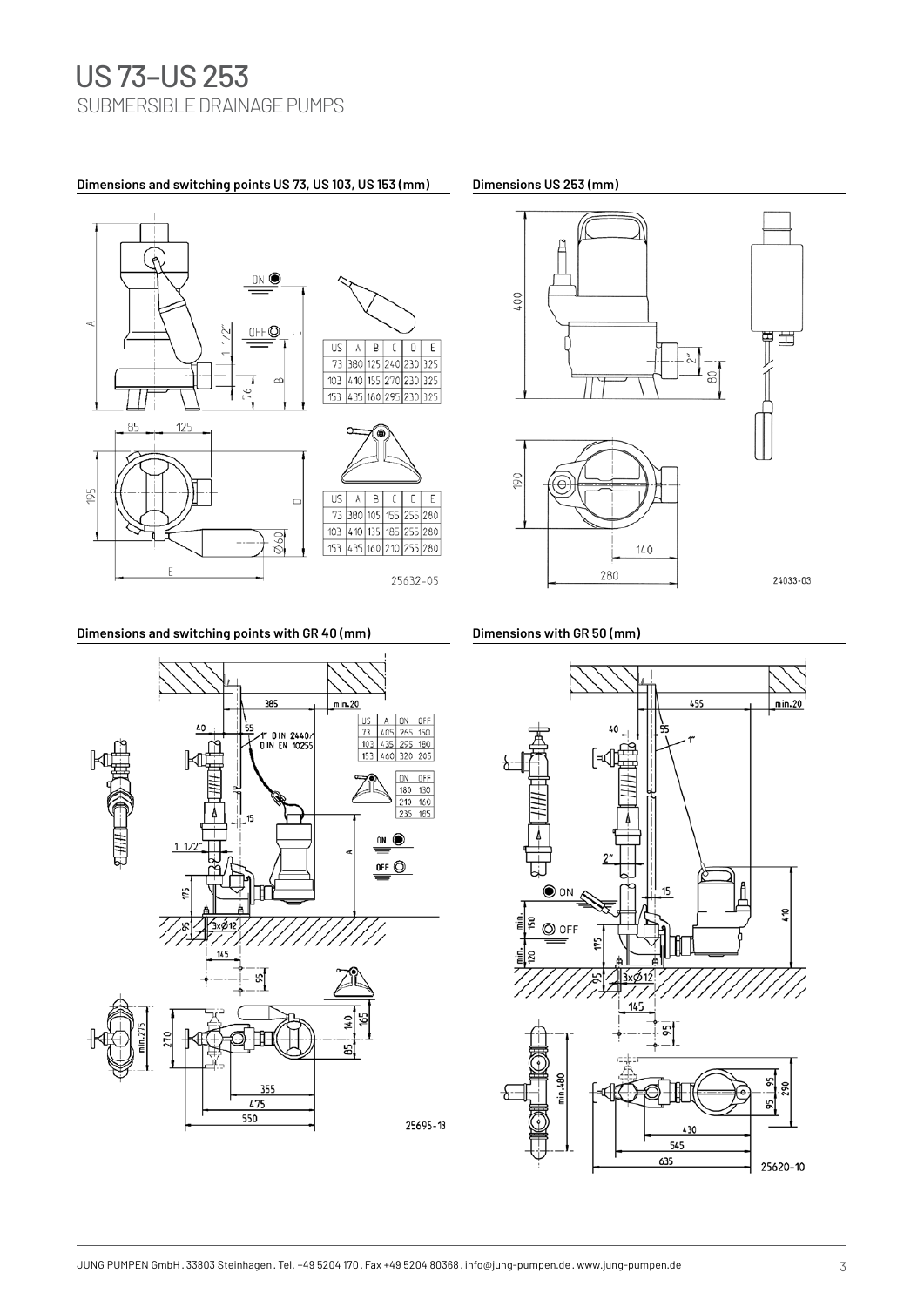# US 73–US 253

SUBMERSIBLE DRAINAGE PUMPS

### Dimensions and switching points US 73, US 103, US 153 (mm)

ON
OFF
1 1/2"
A
B
C
76
85
125
195
D
Ø60
E

| US | A | B | C | D | E |
|---|---|---|---|---|---|
| 73 | 380 | 125 | 240 | 230 | 325 |
| 103 | 410 | 155 | 270 | 230 | 325 |
| 153 | 435 | 180 | 295 | 230 | 325 |

| US | A | B | C | D | E |
|---|---|---|---|---|---|
| 73 | 380 | 105 | 155 | 255 | 280 |
| 103 | 410 | 135 | 185 | 255 | 280 |
| 153 | 435 | 160 | 210 | 255 | 280 |

25632-05

### Dimensions US 253 (mm)

400
2"
80
190
140
280

24033-03

### Dimensions and switching points with GR 40 (mm)

385
min.20
40
55
1" DIN 2440/ DIN EN 10255
15
1 1/2"
175
95
3xØ12
145
95
A
ON
OFF
min.275
270
140
165
85
355
475
550

| US | A | ON | OFF |
|---|---|---|---|
| 73 | 405 | 265 | 150 |
| 103 | 435 | 295 | 180 |
| 153 | 460 | 320 | 205 |

| ON | OFF |
|---|---|
| 180 | 130 |
| 210 | 160 |
| 235 | 185 |

25695-13

### Dimensions with GR 50 (mm)

455
min.20
40
55
1"
2"
15
ON
OFF
min. 150
min. 120
175
410
95
3xØ12
145
95
min.480
95
95
290
430
545
635

25620-10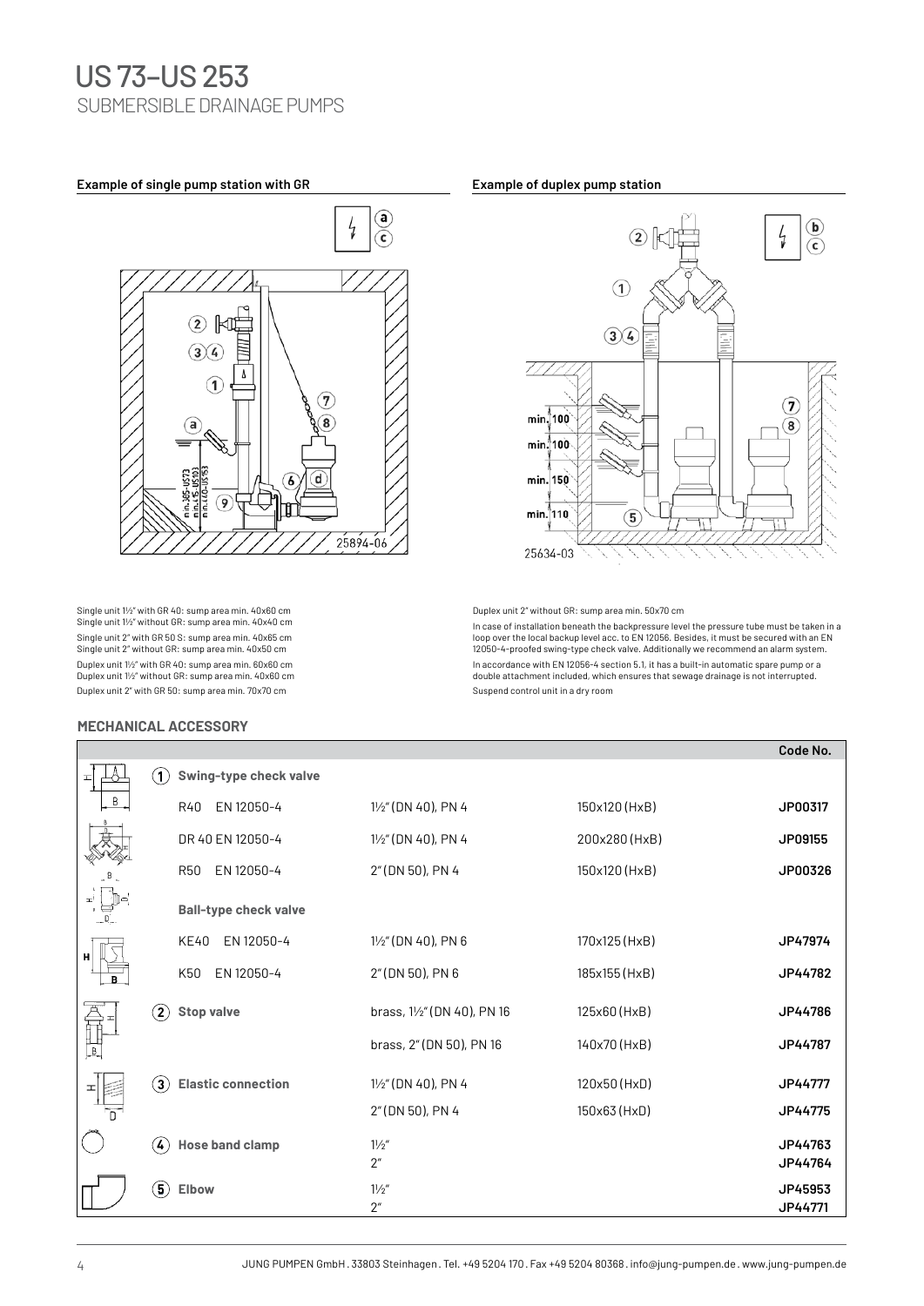# US 73–US 253

SUBMERSIBLE DRAINAGE PUMPS

**Example of single pump station with GR**

**Example of duplex pump station**

Single unit 1½" with GR 40: sump area min. 40x60 cm
Single unit 1½" without GR: sump area min. 40x40 cm

Single unit 2" with GR 50 S: sump area min. 40x65 cm
Single unit 2" without GR: sump area min. 40x50 cm

Duplex unit 1½" with GR 40: sump area min. 60x60 cm
Duplex unit 1½" without GR: sump area min. 40x60 cm

Duplex unit 2" with GR 50: sump area min. 70x70 cm

Duplex unit 2" without GR: sump area min. 50x70 cm

In case of installation beneath the backpressure level the pressure tube must be taken in a loop over the local backup level acc. to EN 12056. Besides, it must be secured with an EN 12050-4-proofed swing-type check valve. Additionally we recommend an alarm system.

In accordance with EN 12056-4 section 5.1, it has a built-in automatic spare pump or a double attachment included, which ensures that sewage drainage is not interrupted.

Suspend control unit in a dry room

## MECHANICAL ACCESSORY

| | | | | Code No. |
|---|---|---|---|---|
| (1) | **Swing-type check valve** | | | |
| | R40 EN 12050-4 | 1½" (DN 40), PN 4 | 150x120 (HxB) | **JP00317** |
| | DR 40 EN 12050-4 | 1½" (DN 40), PN 4 | 200x280 (HxB) | **JP09155** |
| | R50 EN 12050-4 | 2" (DN 50), PN 4 | 150x120 (HxB) | **JP00326** |
| | **Ball-type check valve** | | | |
| | KE40 EN 12050-4 | 1½" (DN 40), PN 6 | 170x125 (HxB) | **JP47974** |
| | K50 EN 12050-4 | 2" (DN 50), PN 6 | 185x155 (HxB) | **JP44782** |
| (2) | **Stop valve** | brass, 1½" (DN 40), PN 16 | 125x60 (HxB) | **JP44786** |
| | | brass, 2" (DN 50), PN 16 | 140x70 (HxB) | **JP44787** |
| (3) | **Elastic connection** | 1½" (DN 40), PN 4 | 120x50 (HxD) | **JP44777** |
| | | 2" (DN 50), PN 4 | 150x63 (HxD) | **JP44775** |
| (4) | **Hose band clamp** | 1½"<br>2" | | **JP44763**<br>**JP44764** |
| (5) | **Elbow** | 1½"<br>2" | | **JP45953**<br>**JP44771** |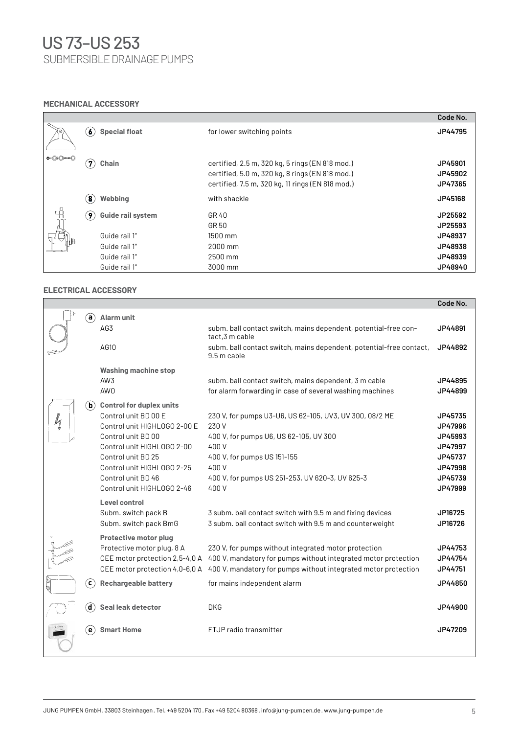# US 73–US 253
## SUBMERSIBLE DRAINAGE PUMPS

### MECHANICAL ACCESSORY

| | | | Code No. |
|---|---|---|---|
| 6 | **Special float** | for lower switching points | **JP44795** |
| 7 | **Chain** | certified, 2.5 m, 320 kg, 5 rings (EN 818 mod.) | **JP45901** |
| | | certified, 5.0 m, 320 kg, 8 rings (EN 818 mod.) | **JP45902** |
| | | certified, 7.5 m, 320 kg, 11 rings (EN 818 mod.) | **JP47365** |
| 8 | **Webbing** | with shackle | **JP45168** |
| 9 | **Guide rail system** | GR 40 | **JP25592** |
| | | GR 50 | **JP25593** |
| | Guide rail 1" | 1500 mm | **JP48937** |
| | Guide rail 1" | 2000 mm | **JP48938** |
| | Guide rail 1" | 2500 mm | **JP48939** |
| | Guide rail 1" | 3000 mm | **JP48940** |

### ELECTRICAL ACCESSORY

| | | | Code No. |
|---|---|---|---|
| a | **Alarm unit** | | |
| | AG3 | subm. ball contact switch, mains dependent, potential-free contact,3 m cable | **JP44891** |
| | AG10 | subm. ball contact switch, mains dependent, potential-free contact, 9.5 m cable | **JP44892** |
| | **Washing machine stop** | | |
| | AW3 | subm. ball contact switch, mains dependent, 3 m cable | **JP44895** |
| | AW0 | for alarm forwarding in case of several washing machines | **JP44899** |
| b | **Control for duplex units** | | |
| | Control unit BD 00 E | 230 V, for pumps U3-U6, US 62-105, UV3, UV 300, 08/2 ME | **JP45735** |
| | Control unit HIGHLOGO 2-00 E | 230 V | **JP47996** |
| | Control unit BD 00 | 400 V, for pumps U6, US 62-105, UV 300 | **JP45993** |
| | Control unit HIGHLOGO 2-00 | 400 V | **JP47997** |
| | Control unit BD 25 | 400 V, for pumps US 151-155 | **JP45737** |
| | Control unit HIGHLOGO 2-25 | 400 V | **JP47998** |
| | Control unit BD 46 | 400 V, for pumps US 251-253, UV 620-3, UV 625-3 | **JP45739** |
| | Control unit HIGHLOGO 2-46 | 400 V | **JP47999** |
| | **Level control** | | |
| | Subm. switch pack B | 3 subm. ball contact switch with 9.5 m and fixing devices | **JP16725** |
| | Subm. switch pack BmG | 3 subm. ball contact switch with 9.5 m and counterweight | **JP16726** |
| | **Protective motor plug** | | |
| | Protective motor plug, 8 A | 230 V, for pumps without integrated motor protection | **JP44753** |
| | CEE motor protection 2,5-4,0 A | 400 V, mandatory for pumps without integrated motor protection | **JP44754** |
| | CEE motor protection 4,0-6,0 A | 400 V, mandatory for pumps without integrated motor protection | **JP44751** |
| c | **Rechargeable battery** | for mains independent alarm | **JP44850** |
| d | **Seal leak detector** | DKG | **JP44900** |
| e | **Smart Home** | FTJP radio transmitter | **JP47209** |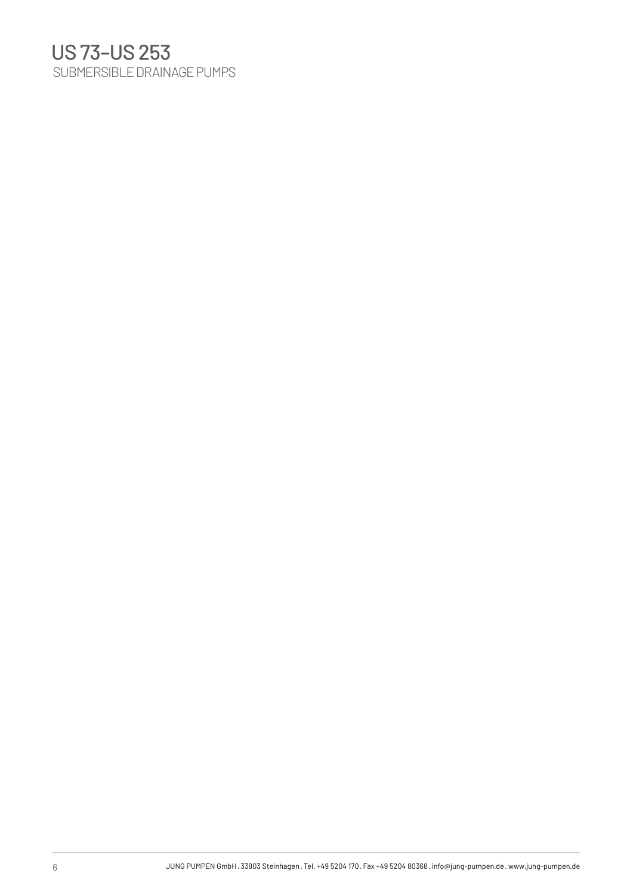# US 73–US 253

SUBMERSIBLE DRAINAGE PUMPS